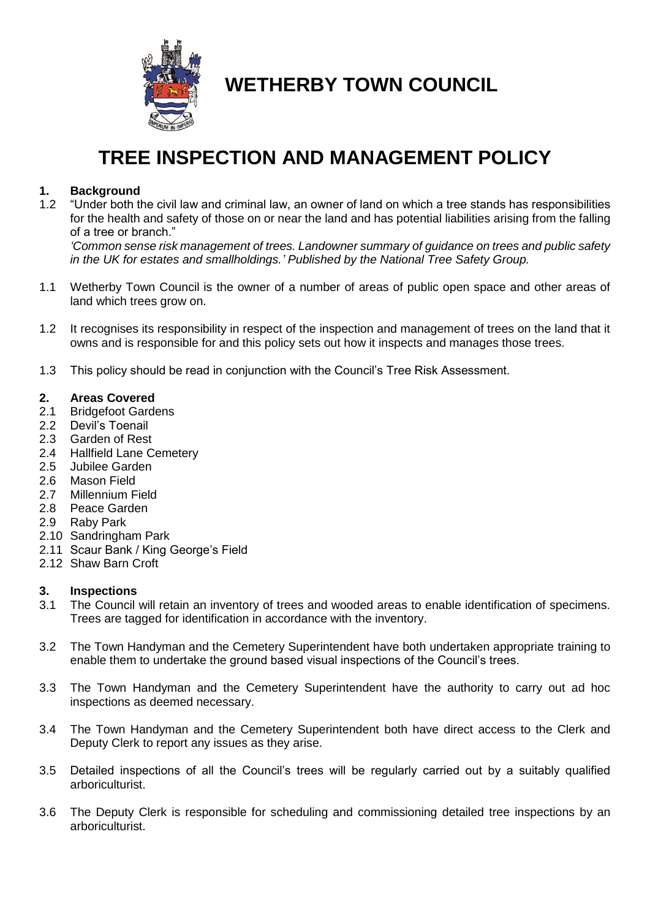# WETHERBY TOWN COUNCIL

# TREE INSPECTION AND MANAGEMENT POLICY

## 1. Background

1.2 "Under both the civil law and criminal law, an owner of land on which a tree stands has responsibilities for the health and safety of those on or near the land and has potential liabilities arising from the falling of a tree or branch."
*'Common sense risk management of trees. Landowner summary of guidance on trees and public safety in the UK for estates and smallholdings.' Published by the National Tree Safety Group.*

1.1 Wetherby Town Council is the owner of a number of areas of public open space and other areas of land which trees grow on.

1.2 It recognises its responsibility in respect of the inspection and management of trees on the land that it owns and is responsible for and this policy sets out how it inspects and manages those trees.

1.3 This policy should be read in conjunction with the Council's Tree Risk Assessment.

## 2. Areas Covered

2.1 Bridgefoot Gardens
2.2 Devil's Toenail
2.3 Garden of Rest
2.4 Hallfield Lane Cemetery
2.5 Jubilee Garden
2.6 Mason Field
2.7 Millennium Field
2.8 Peace Garden
2.9 Raby Park
2.10 Sandringham Park
2.11 Scaur Bank / King George's Field
2.12 Shaw Barn Croft

## 3. Inspections

3.1 The Council will retain an inventory of trees and wooded areas to enable identification of specimens. Trees are tagged for identification in accordance with the inventory.

3.2 The Town Handyman and the Cemetery Superintendent have both undertaken appropriate training to enable them to undertake the ground based visual inspections of the Council's trees.

3.3 The Town Handyman and the Cemetery Superintendent have the authority to carry out ad hoc inspections as deemed necessary.

3.4 The Town Handyman and the Cemetery Superintendent both have direct access to the Clerk and Deputy Clerk to report any issues as they arise.

3.5 Detailed inspections of all the Council's trees will be regularly carried out by a suitably qualified arboriculturist.

3.6 The Deputy Clerk is responsible for scheduling and commissioning detailed tree inspections by an arboriculturist.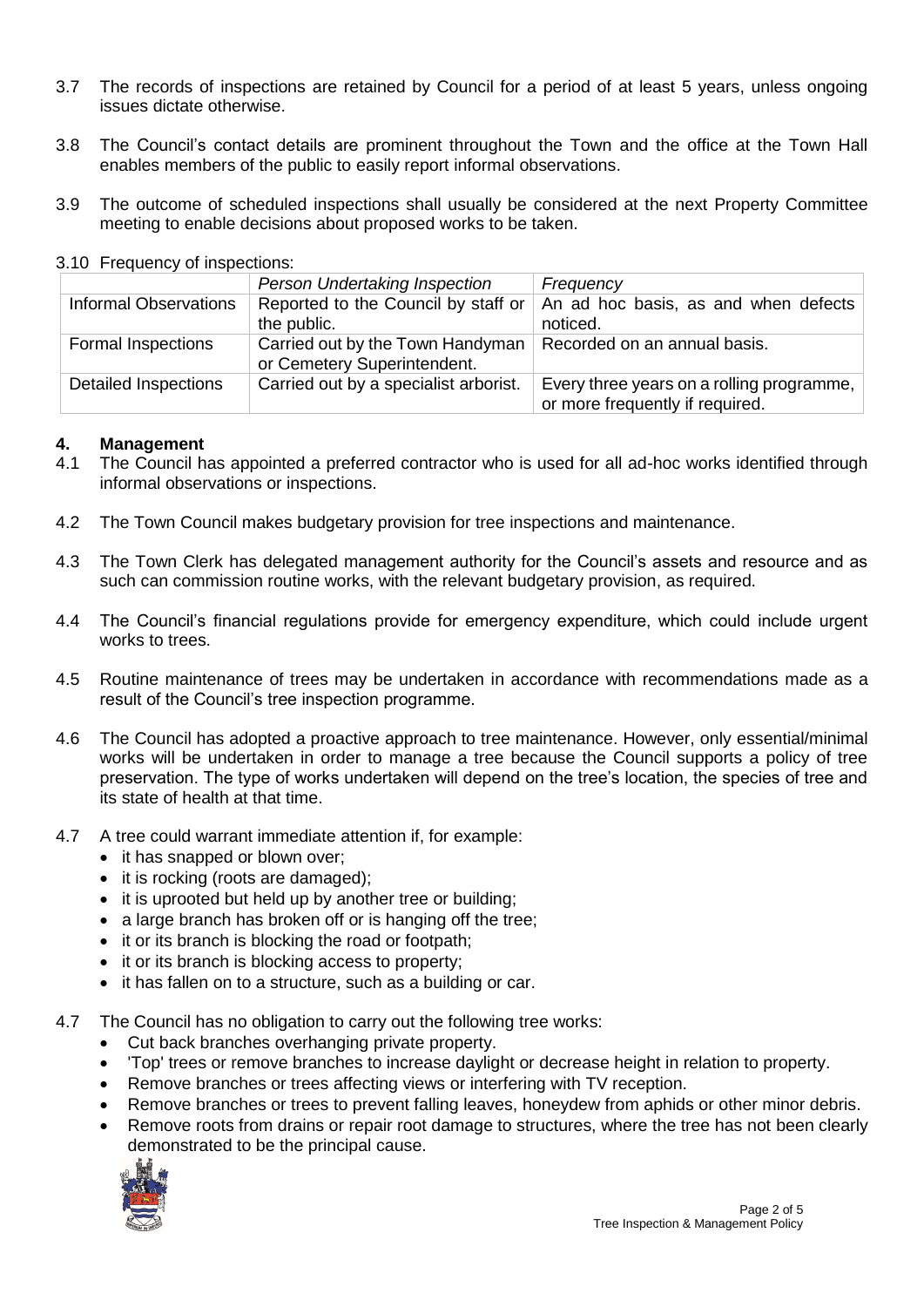3.7 The records of inspections are retained by Council for a period of at least 5 years, unless ongoing issues dictate otherwise.

3.8 The Council's contact details are prominent throughout the Town and the office at the Town Hall enables members of the public to easily report informal observations.

3.9 The outcome of scheduled inspections shall usually be considered at the next Property Committee meeting to enable decisions about proposed works to be taken.

3.10 Frequency of inspections:

| | *Person Undertaking Inspection* | *Frequency* |
|---|---|---|
| Informal Observations | Reported to the Council by staff or the public. | An ad hoc basis, as and when defects noticed. |
| Formal Inspections | Carried out by the Town Handyman or Cemetery Superintendent. | Recorded on an annual basis. |
| Detailed Inspections | Carried out by a specialist arborist. | Every three years on a rolling programme, or more frequently if required. |

## 4. Management

4.1 The Council has appointed a preferred contractor who is used for all ad-hoc works identified through informal observations or inspections.

4.2 The Town Council makes budgetary provision for tree inspections and maintenance.

4.3 The Town Clerk has delegated management authority for the Council's assets and resource and as such can commission routine works, with the relevant budgetary provision, as required.

4.4 The Council's financial regulations provide for emergency expenditure, which could include urgent works to trees.

4.5 Routine maintenance of trees may be undertaken in accordance with recommendations made as a result of the Council's tree inspection programme.

4.6 The Council has adopted a proactive approach to tree maintenance. However, only essential/minimal works will be undertaken in order to manage a tree because the Council supports a policy of tree preservation. The type of works undertaken will depend on the tree's location, the species of tree and its state of health at that time.

4.7 A tree could warrant immediate attention if, for example:

- it has snapped or blown over;
- it is rocking (roots are damaged);
- it is uprooted but held up by another tree or building;
- a large branch has broken off or is hanging off the tree;
- it or its branch is blocking the road or footpath;
- it or its branch is blocking access to property;
- it has fallen on to a structure, such as a building or car.

4.7 The Council has no obligation to carry out the following tree works:

- Cut back branches overhanging private property.
- 'Top' trees or remove branches to increase daylight or decrease height in relation to property.
- Remove branches or trees affecting views or interfering with TV reception.
- Remove branches or trees to prevent falling leaves, honeydew from aphids or other minor debris.
- Remove roots from drains or repair root damage to structures, where the tree has not been clearly demonstrated to be the principal cause.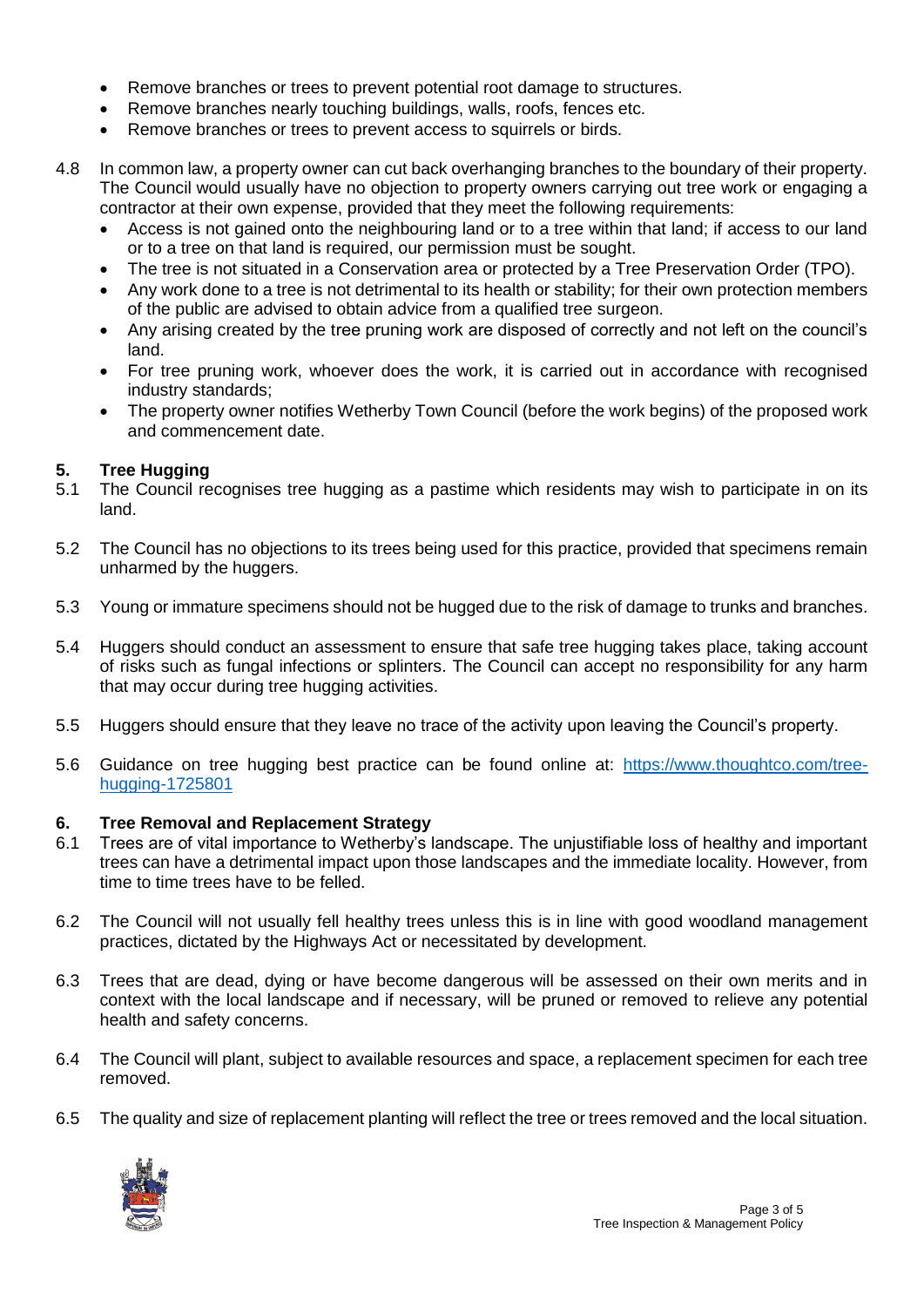- Remove branches or trees to prevent potential root damage to structures.
- Remove branches nearly touching buildings, walls, roofs, fences etc.
- Remove branches or trees to prevent access to squirrels or birds.

4.8 In common law, a property owner can cut back overhanging branches to the boundary of their property. The Council would usually have no objection to property owners carrying out tree work or engaging a contractor at their own expense, provided that they meet the following requirements:

- Access is not gained onto the neighbouring land or to a tree within that land; if access to our land or to a tree on that land is required, our permission must be sought.
- The tree is not situated in a Conservation area or protected by a Tree Preservation Order (TPO).
- Any work done to a tree is not detrimental to its health or stability; for their own protection members of the public are advised to obtain advice from a qualified tree surgeon.
- Any arising created by the tree pruning work are disposed of correctly and not left on the council's land.
- For tree pruning work, whoever does the work, it is carried out in accordance with recognised industry standards;
- The property owner notifies Wetherby Town Council (before the work begins) of the proposed work and commencement date.

## 5. Tree Hugging

5.1 The Council recognises tree hugging as a pastime which residents may wish to participate in on its land.

5.2 The Council has no objections to its trees being used for this practice, provided that specimens remain unharmed by the huggers.

5.3 Young or immature specimens should not be hugged due to the risk of damage to trunks and branches.

5.4 Huggers should conduct an assessment to ensure that safe tree hugging takes place, taking account of risks such as fungal infections or splinters. The Council can accept no responsibility for any harm that may occur during tree hugging activities.

5.5 Huggers should ensure that they leave no trace of the activity upon leaving the Council's property.

5.6 Guidance on tree hugging best practice can be found online at: [https://www.thoughtco.com/tree-hugging-1725801](https://www.thoughtco.com/tree-hugging-1725801)

## 6. Tree Removal and Replacement Strategy

6.1 Trees are of vital importance to Wetherby's landscape. The unjustifiable loss of healthy and important trees can have a detrimental impact upon those landscapes and the immediate locality. However, from time to time trees have to be felled.

6.2 The Council will not usually fell healthy trees unless this is in line with good woodland management practices, dictated by the Highways Act or necessitated by development.

6.3 Trees that are dead, dying or have become dangerous will be assessed on their own merits and in context with the local landscape and if necessary, will be pruned or removed to relieve any potential health and safety concerns.

6.4 The Council will plant, subject to available resources and space, a replacement specimen for each tree removed.

6.5 The quality and size of replacement planting will reflect the tree or trees removed and the local situation.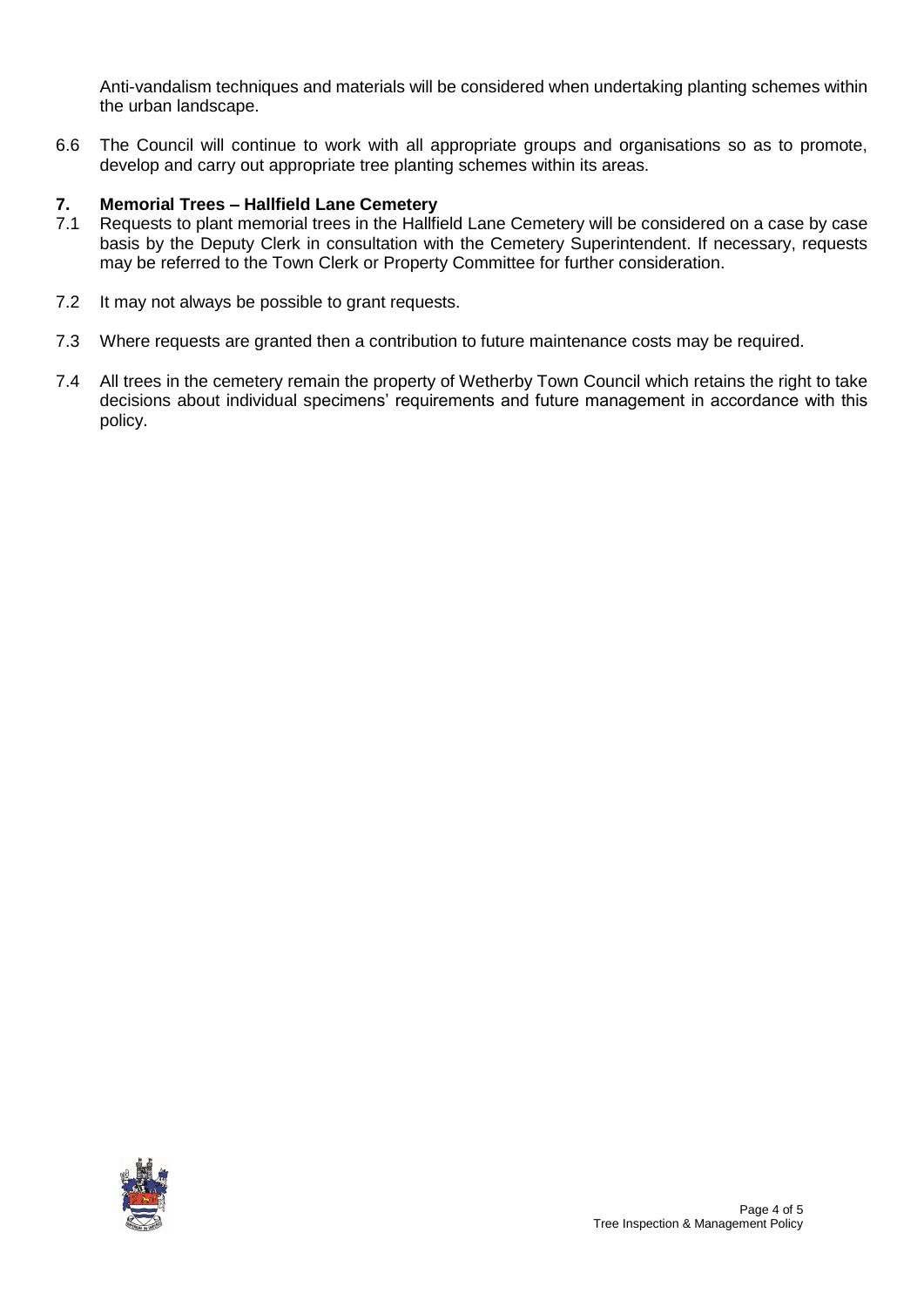Anti-vandalism techniques and materials will be considered when undertaking planting schemes within the urban landscape.

6.6 The Council will continue to work with all appropriate groups and organisations so as to promote, develop and carry out appropriate tree planting schemes within its areas.

## 7. Memorial Trees – Hallfield Lane Cemetery

7.1 Requests to plant memorial trees in the Hallfield Lane Cemetery will be considered on a case by case basis by the Deputy Clerk in consultation with the Cemetery Superintendent. If necessary, requests may be referred to the Town Clerk or Property Committee for further consideration.

7.2 It may not always be possible to grant requests.

7.3 Where requests are granted then a contribution to future maintenance costs may be required.

7.4 All trees in the cemetery remain the property of Wetherby Town Council which retains the right to take decisions about individual specimens' requirements and future management in accordance with this policy.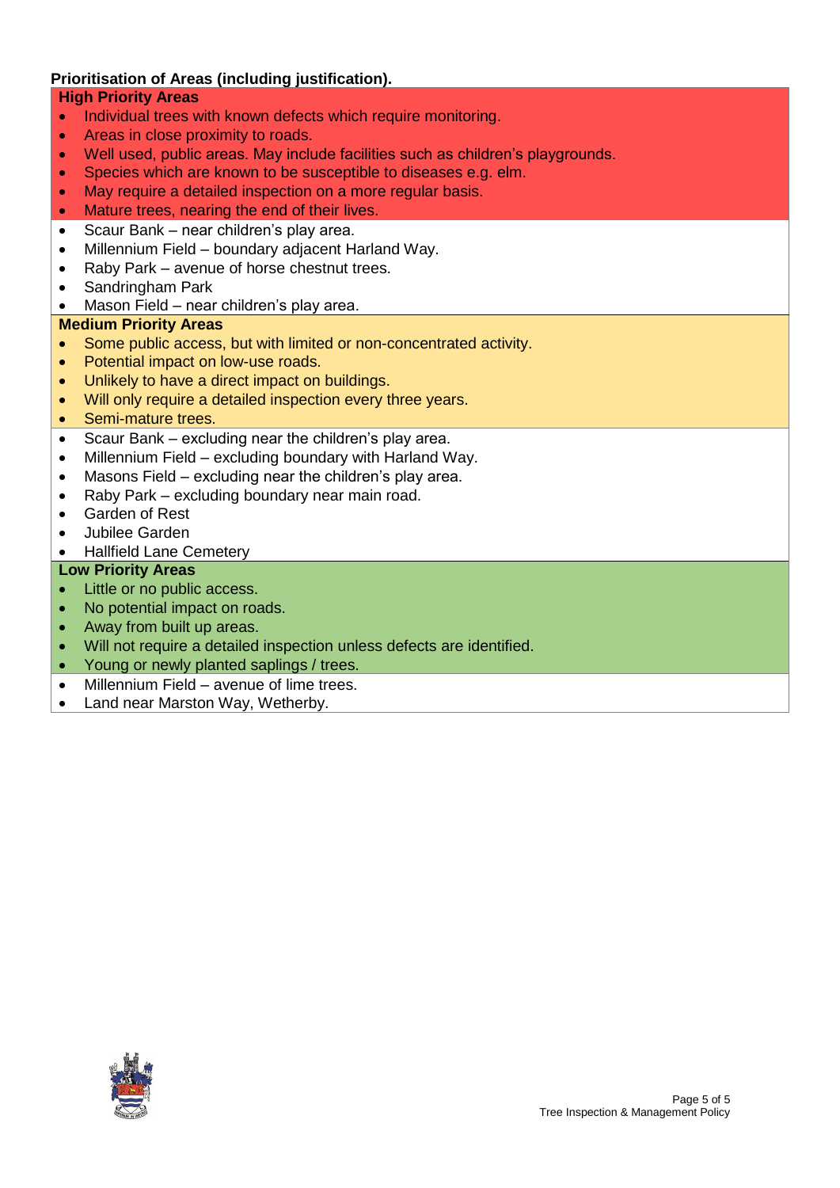**Prioritisation of Areas (including justification).**

**High Priority Areas**

- Individual trees with known defects which require monitoring.
- Areas in close proximity to roads.
- Well used, public areas. May include facilities such as children's playgrounds.
- Species which are known to be susceptible to diseases e.g. elm.
- May require a detailed inspection on a more regular basis.
- Mature trees, nearing the end of their lives.

- Scaur Bank – near children's play area.
- Millennium Field – boundary adjacent Harland Way.
- Raby Park – avenue of horse chestnut trees.
- Sandringham Park
- Mason Field – near children's play area.

**Medium Priority Areas**

- Some public access, but with limited or non-concentrated activity.
- Potential impact on low-use roads.
- Unlikely to have a direct impact on buildings.
- Will only require a detailed inspection every three years.
- Semi-mature trees.

- Scaur Bank – excluding near the children's play area.
- Millennium Field – excluding boundary with Harland Way.
- Masons Field – excluding near the children's play area.
- Raby Park – excluding boundary near main road.
- Garden of Rest
- Jubilee Garden
- Hallfield Lane Cemetery

**Low Priority Areas**

- Little or no public access.
- No potential impact on roads.
- Away from built up areas.
- Will not require a detailed inspection unless defects are identified.
- Young or newly planted saplings / trees.

- Millennium Field – avenue of lime trees.
- Land near Marston Way, Wetherby.